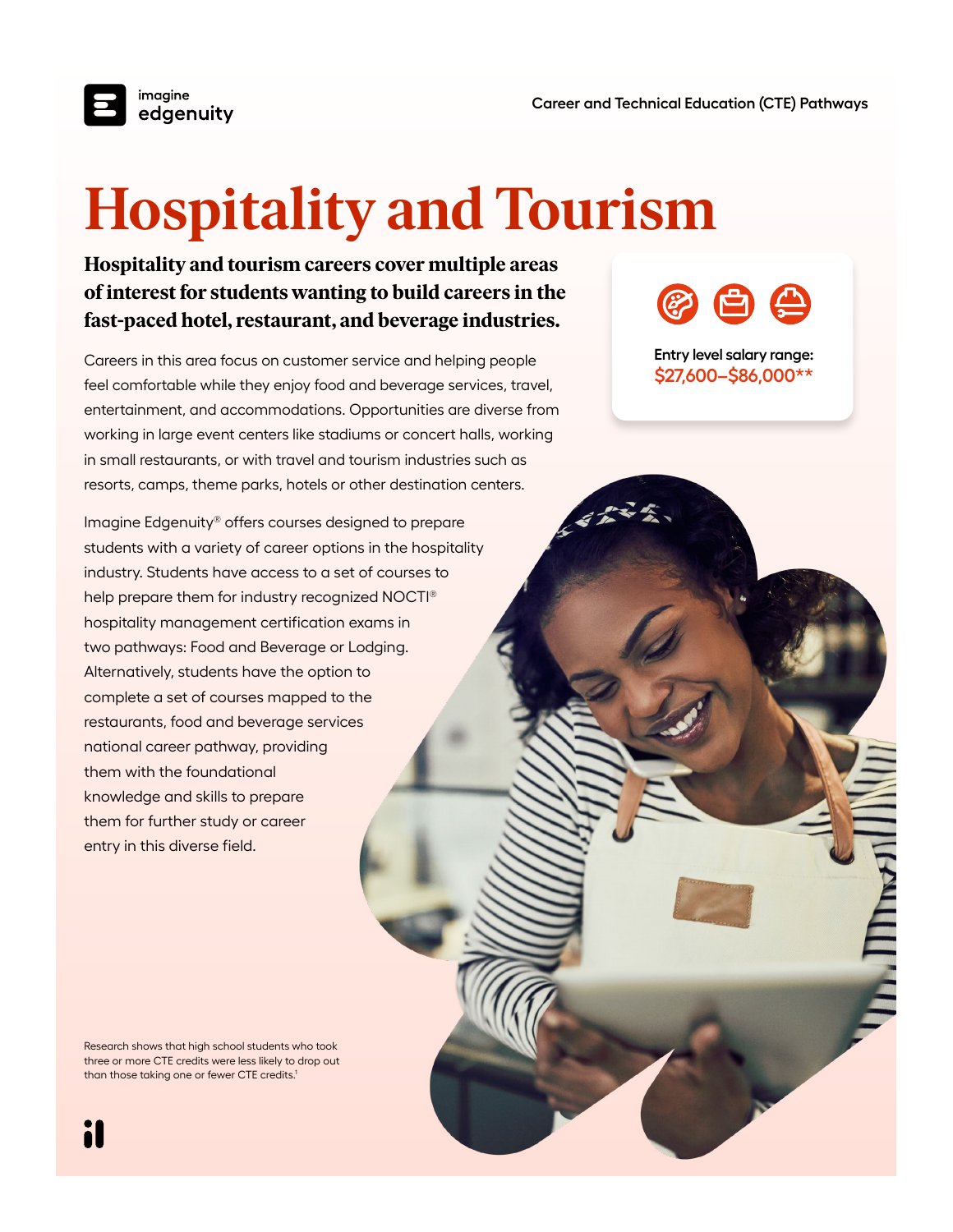Career and Technical Education (CTE) Pathways

# Hospitality and Tourism

**Hospitality and tourism careers cover multiple areas of interest for students wanting to build careers in the fast-paced hotel, restaurant, and beverage industries.**

Entry level salary range:
**$27,600–$86,000**\*\***

Careers in this area focus on customer service and helping people feel comfortable while they enjoy food and beverage services, travel, entertainment, and accommodations. Opportunities are diverse from working in large event centers like stadiums or concert halls, working in small restaurants, or with travel and tourism industries such as resorts, camps, theme parks, hotels or other destination centers.

Imagine Edgenuity® offers courses designed to prepare students with a variety of career options in the hospitality industry. Students have access to a set of courses to help prepare them for industry recognized NOCTI® hospitality management certification exams in two pathways: Food and Beverage or Lodging. Alternatively, students have the option to complete a set of courses mapped to the restaurants, food and beverage services national career pathway, providing them with the foundational knowledge and skills to prepare them for further study or career entry in this diverse field.

Research shows that high school students who took three or more CTE credits were less likely to drop out than those taking one or fewer CTE credits.[1]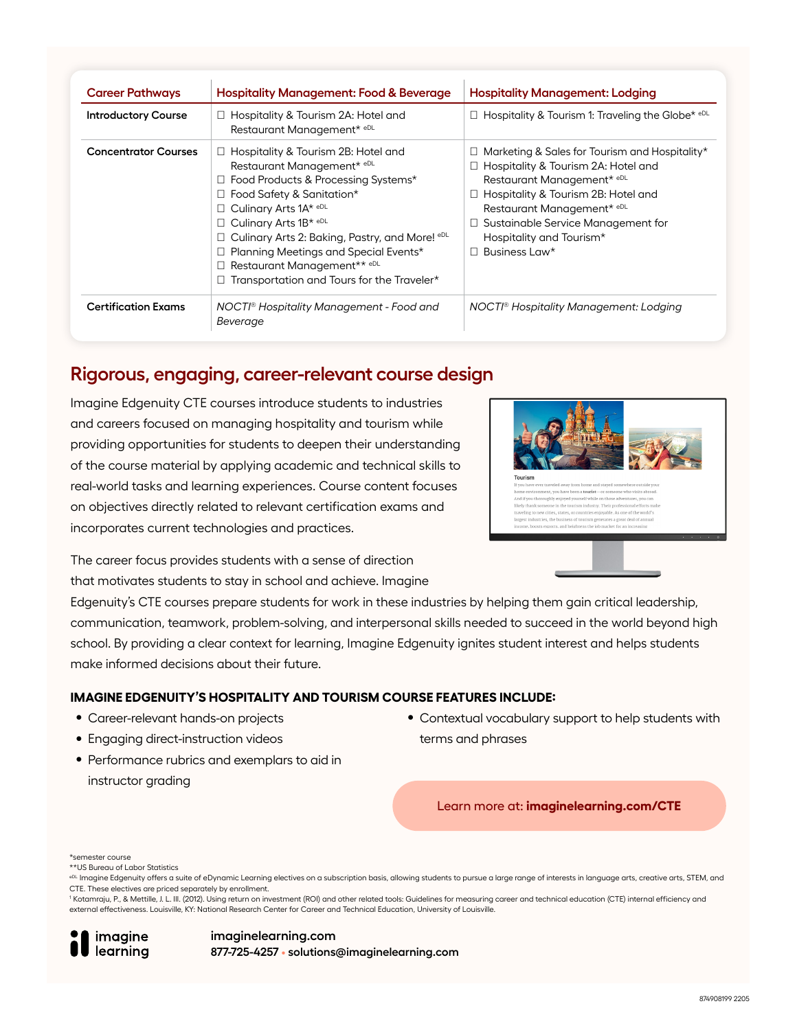| Career Pathways | Hospitality Management: Food & Beverage | Hospitality Management: Lodging |
|---|---|---|
| **Introductory Course** | ☐ Hospitality & Tourism 2A: Hotel and Restaurant Management* eDL | ☐ Hospitality & Tourism 1: Traveling the Globe* eDL |
| **Concentrator Courses** | ☐ Hospitality & Tourism 2B: Hotel and Restaurant Management* eDL<br>☐ Food Products & Processing Systems*<br>☐ Food Safety & Sanitation*<br>☐ Culinary Arts 1A* eDL<br>☐ Culinary Arts 1B* eDL<br>☐ Culinary Arts 2: Baking, Pastry, and More! eDL<br>☐ Planning Meetings and Special Events*<br>☐ Restaurant Management** eDL<br>☐ Transportation and Tours for the Traveler* | ☐ Marketing & Sales for Tourism and Hospitality*<br>☐ Hospitality & Tourism 2A: Hotel and Restaurant Management* eDL<br>☐ Hospitality & Tourism 2B: Hotel and Restaurant Management* eDL<br>☐ Sustainable Service Management for Hospitality and Tourism*<br>☐ Business Law* |
| **Certification Exams** | *NOCTI® Hospitality Management - Food and Beverage* | *NOCTI® Hospitality Management: Lodging* |

## Rigorous, engaging, career-relevant course design

Imagine Edgenuity CTE courses introduce students to industries and careers focused on managing hospitality and tourism while providing opportunities for students to deepen their understanding of the course material by applying academic and technical skills to real-world tasks and learning experiences. Course content focuses on objectives directly related to relevant certification exams and incorporates current technologies and practices.

The career focus provides students with a sense of direction that motivates students to stay in school and achieve. Imagine Edgenuity's CTE courses prepare students for work in these industries by helping them gain critical leadership, communication, teamwork, problem-solving, and interpersonal skills needed to succeed in the world beyond high school. By providing a clear context for learning, Imagine Edgenuity ignites student interest and helps students make informed decisions about their future.

### IMAGINE EDGENUITY'S HOSPITALITY AND TOURISM COURSE FEATURES INCLUDE:

- Career-relevant hands-on projects
- Engaging direct-instruction videos
- Performance rubrics and exemplars to aid in instructor grading
- Contextual vocabulary support to help students with terms and phrases

Learn more at: **imaginelearning.com/CTE**

*semester course
**US Bureau of Labor Statistics
eDL Imagine Edgenuity offers a suite of eDynamic Learning electives on a subscription basis, allowing students to pursue a large range of interests in language arts, creative arts, STEM, and CTE. These electives are priced separately by enrollment.
[1] Kotamraju, P., & Mettille, J. L. III. (2012). Using return on investment (ROI) and other related tools: Guidelines for measuring career and technical education (CTE) internal efficiency and external effectiveness. Louisville, KY: National Research Center for Career and Technical Education, University of Louisville.

imagine learning

**imaginelearning.com**
**877-725-4257 • solutions@imaginelearning.com**

874908199 2205